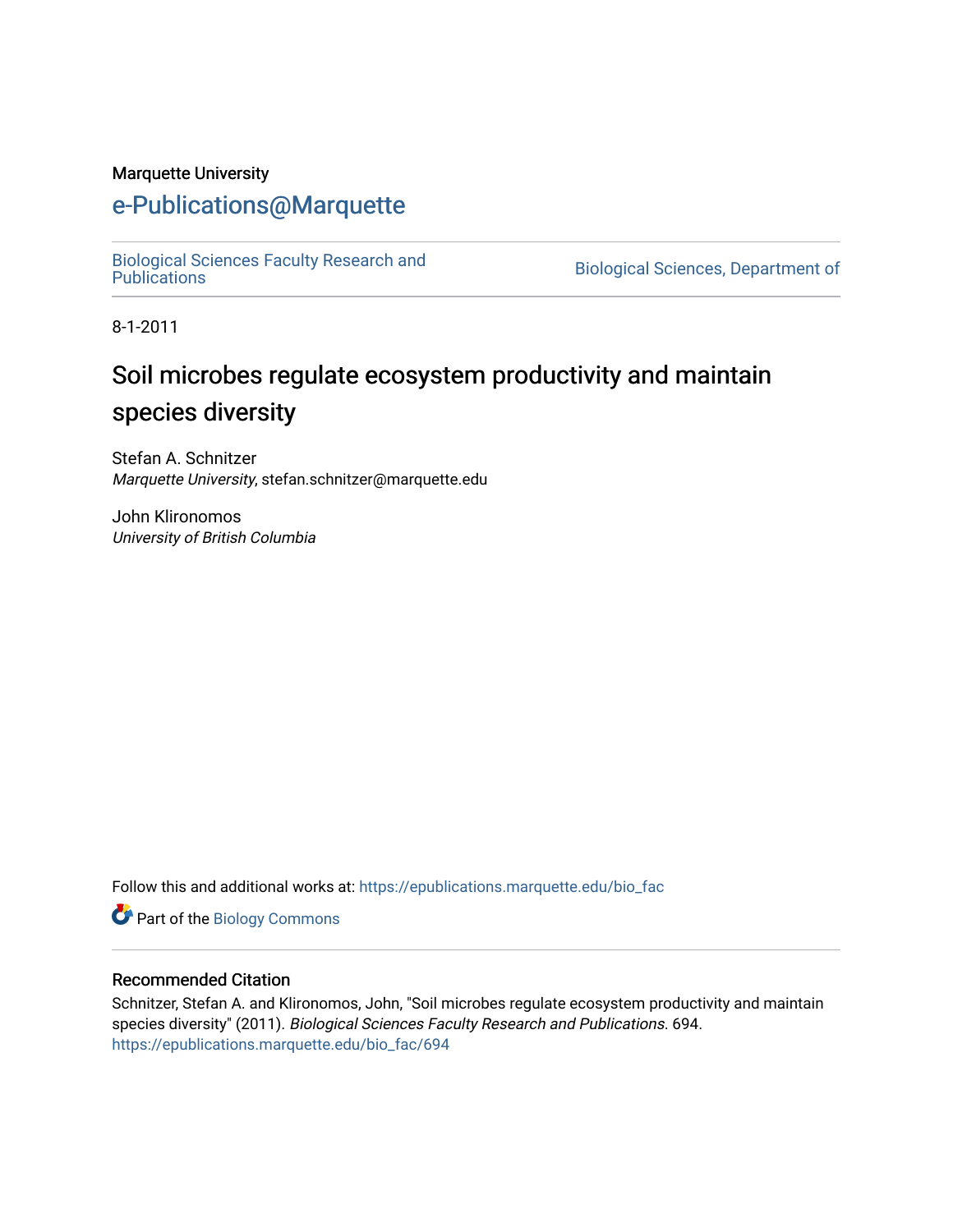Marquette University

# e-Publications@Marquette

Biological Sciences Faculty Research and Publications

Biological Sciences, Department of

8-1-2011

# Soil microbes regulate ecosystem productivity and maintain species diversity

Stefan A. Schnitzer
*Marquette University*, stefan.schnitzer@marquette.edu

John Klironomos
*University of British Columbia*

Follow this and additional works at: https://epublications.marquette.edu/bio_fac

Part of the Biology Commons

## Recommended Citation

Schnitzer, Stefan A. and Klironomos, John, "Soil microbes regulate ecosystem productivity and maintain species diversity" (2011). *Biological Sciences Faculty Research and Publications*. 694.
https://epublications.marquette.edu/bio_fac/694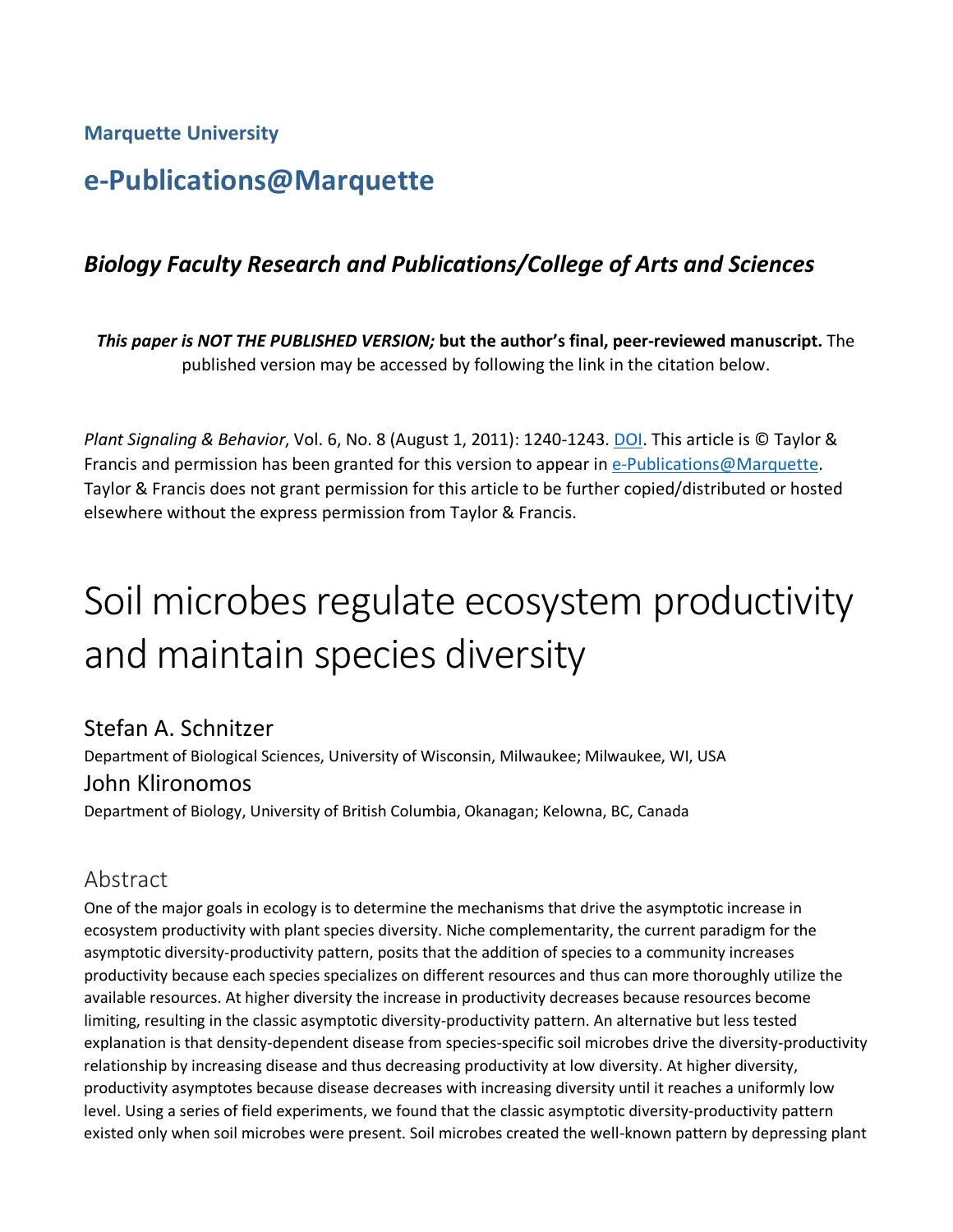**Marquette University**

## e-Publications@Marquette

### *Biology Faculty Research and Publications/College of Arts and Sciences*

***This paper is NOT THE PUBLISHED VERSION;* but the author's final, peer-reviewed manuscript.** The published version may be accessed by following the link in the citation below.

*Plant Signaling & Behavior*, Vol. 6, No. 8 (August 1, 2011): 1240-1243. DOI. This article is © Taylor & Francis and permission has been granted for this version to appear in e-Publications@Marquette. Taylor & Francis does not grant permission for this article to be further copied/distributed or hosted elsewhere without the express permission from Taylor & Francis.

# Soil microbes regulate ecosystem productivity and maintain species diversity

Stefan A. Schnitzer
Department of Biological Sciences, University of Wisconsin, Milwaukee; Milwaukee, WI, USA

John Klironomos
Department of Biology, University of British Columbia, Okanagan; Kelowna, BC, Canada

## Abstract

One of the major goals in ecology is to determine the mechanisms that drive the asymptotic increase in ecosystem productivity with plant species diversity. Niche complementarity, the current paradigm for the asymptotic diversity-productivity pattern, posits that the addition of species to a community increases productivity because each species specializes on different resources and thus can more thoroughly utilize the available resources. At higher diversity the increase in productivity decreases because resources become limiting, resulting in the classic asymptotic diversity-productivity pattern. An alternative but less tested explanation is that density-dependent disease from species-specific soil microbes drive the diversity-productivity relationship by increasing disease and thus decreasing productivity at low diversity. At higher diversity, productivity asymptotes because disease decreases with increasing diversity until it reaches a uniformly low level. Using a series of field experiments, we found that the classic asymptotic diversity-productivity pattern existed only when soil microbes were present. Soil microbes created the well-known pattern by depressing plant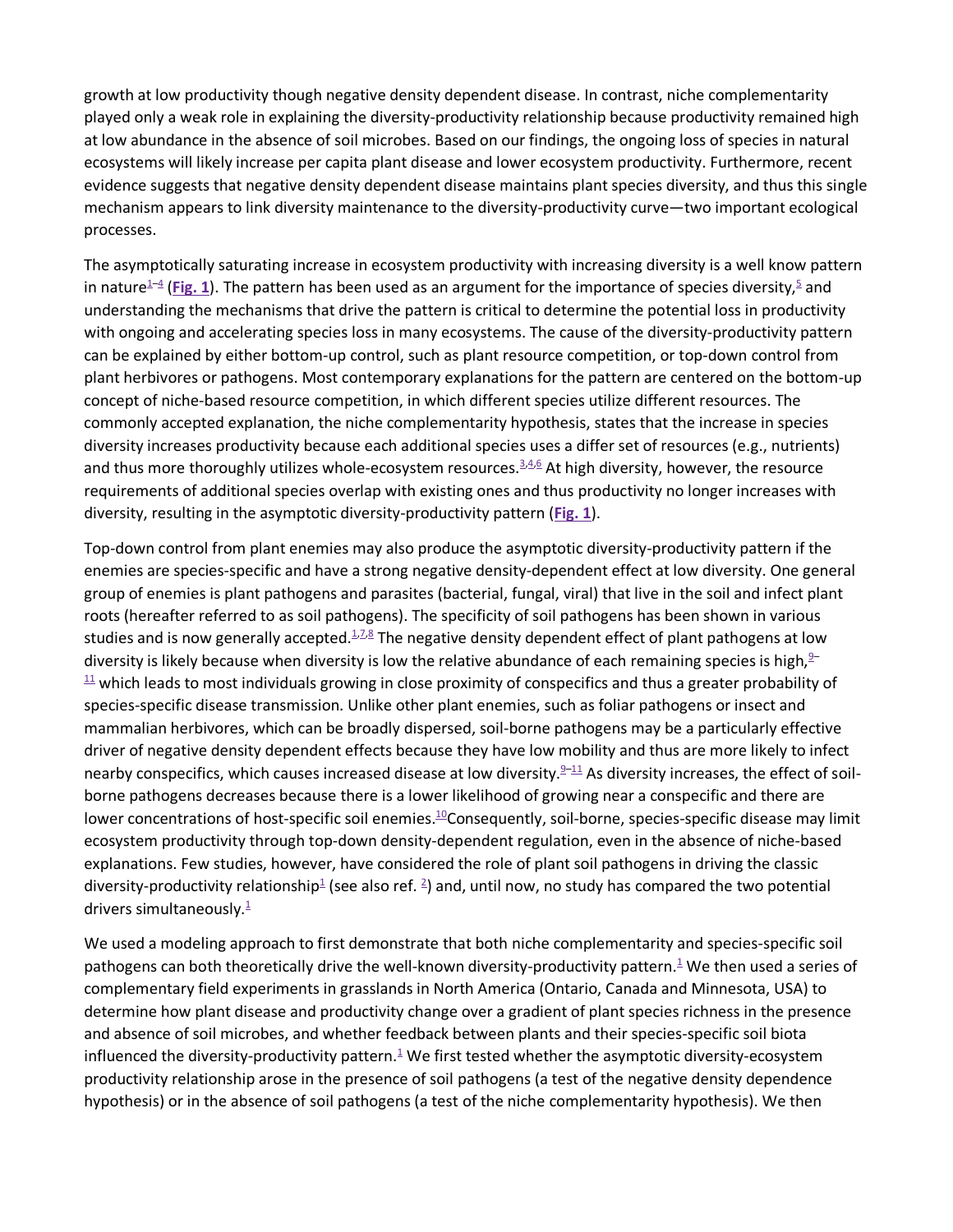growth at low productivity though negative density dependent disease. In contrast, niche complementarity played only a weak role in explaining the diversity-productivity relationship because productivity remained high at low abundance in the absence of soil microbes. Based on our findings, the ongoing loss of species in natural ecosystems will likely increase per capita plant disease and lower ecosystem productivity. Furthermore, recent evidence suggests that negative density dependent disease maintains plant species diversity, and thus this single mechanism appears to link diversity maintenance to the diversity-productivity curve—two important ecological processes.

The asymptotically saturating increase in ecosystem productivity with increasing diversity is a well know pattern in nature[1–4] (**Fig. 1**). The pattern has been used as an argument for the importance of species diversity,[5] and understanding the mechanisms that drive the pattern is critical to determine the potential loss in productivity with ongoing and accelerating species loss in many ecosystems. The cause of the diversity-productivity pattern can be explained by either bottom-up control, such as plant resource competition, or top-down control from plant herbivores or pathogens. Most contemporary explanations for the pattern are centered on the bottom-up concept of niche-based resource competition, in which different species utilize different resources. The commonly accepted explanation, the niche complementarity hypothesis, states that the increase in species diversity increases productivity because each additional species uses a differ set of resources (e.g., nutrients) and thus more thoroughly utilizes whole-ecosystem resources.[3,4,6] At high diversity, however, the resource requirements of additional species overlap with existing ones and thus productivity no longer increases with diversity, resulting in the asymptotic diversity-productivity pattern (**Fig. 1**).

Top-down control from plant enemies may also produce the asymptotic diversity-productivity pattern if the enemies are species-specific and have a strong negative density-dependent effect at low diversity. One general group of enemies is plant pathogens and parasites (bacterial, fungal, viral) that live in the soil and infect plant roots (hereafter referred to as soil pathogens). The specificity of soil pathogens has been shown in various studies and is now generally accepted.[1,7,8] The negative density dependent effect of plant pathogens at low diversity is likely because when diversity is low the relative abundance of each remaining species is high,[9–11] which leads to most individuals growing in close proximity of conspecifics and thus a greater probability of species-specific disease transmission. Unlike other plant enemies, such as foliar pathogens or insect and mammalian herbivores, which can be broadly dispersed, soil-borne pathogens may be a particularly effective driver of negative density dependent effects because they have low mobility and thus are more likely to infect nearby conspecifics, which causes increased disease at low diversity.[9–11] As diversity increases, the effect of soil-borne pathogens decreases because there is a lower likelihood of growing near a conspecific and there are lower concentrations of host-specific soil enemies.[10]Consequently, soil-borne, species-specific disease may limit ecosystem productivity through top-down density-dependent regulation, even in the absence of niche-based explanations. Few studies, however, have considered the role of plant soil pathogens in driving the classic diversity-productivity relationship[1] (see also ref. [2]) and, until now, no study has compared the two potential drivers simultaneously.[1]

We used a modeling approach to first demonstrate that both niche complementarity and species-specific soil pathogens can both theoretically drive the well-known diversity-productivity pattern.[1] We then used a series of complementary field experiments in grasslands in North America (Ontario, Canada and Minnesota, USA) to determine how plant disease and productivity change over a gradient of plant species richness in the presence and absence of soil microbes, and whether feedback between plants and their species-specific soil biota influenced the diversity-productivity pattern.[1] We first tested whether the asymptotic diversity-ecosystem productivity relationship arose in the presence of soil pathogens (a test of the negative density dependence hypothesis) or in the absence of soil pathogens (a test of the niche complementarity hypothesis). We then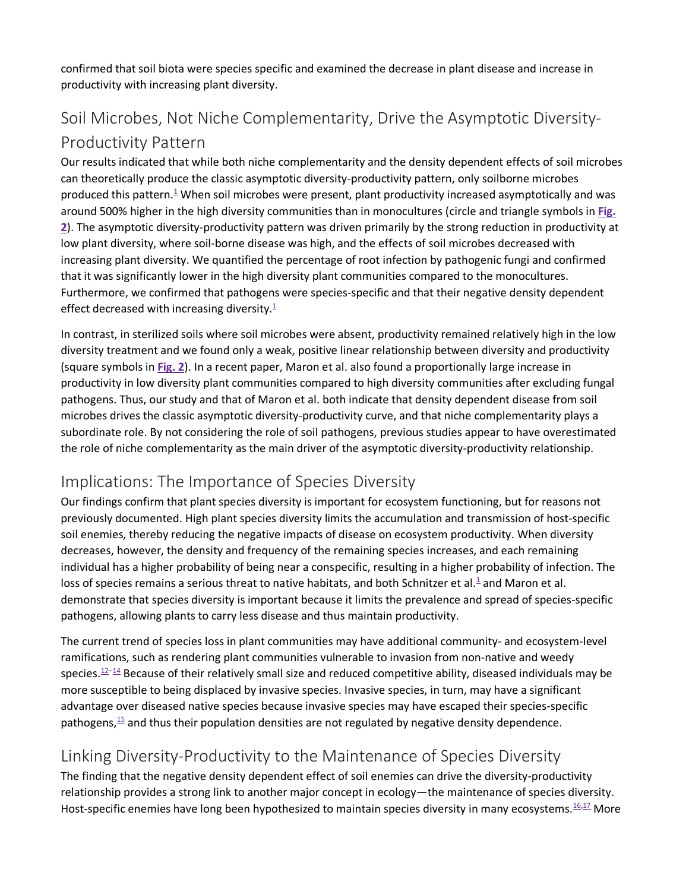confirmed that soil biota were species specific and examined the decrease in plant disease and increase in productivity with increasing plant diversity.

## Soil Microbes, Not Niche Complementarity, Drive the Asymptotic Diversity-Productivity Pattern

Our results indicated that while both niche complementarity and the density dependent effects of soil microbes can theoretically produce the classic asymptotic diversity-productivity pattern, only soilborne microbes produced this pattern.[1] When soil microbes were present, plant productivity increased asymptotically and was around 500% higher in the high diversity communities than in monocultures (circle and triangle symbols in **Fig. 2**). The asymptotic diversity-productivity pattern was driven primarily by the strong reduction in productivity at low plant diversity, where soil-borne disease was high, and the effects of soil microbes decreased with increasing plant diversity. We quantified the percentage of root infection by pathogenic fungi and confirmed that it was significantly lower in the high diversity plant communities compared to the monocultures. Furthermore, we confirmed that pathogens were species-specific and that their negative density dependent effect decreased with increasing diversity.[1]

In contrast, in sterilized soils where soil microbes were absent, productivity remained relatively high in the low diversity treatment and we found only a weak, positive linear relationship between diversity and productivity (square symbols in **Fig. 2**). In a recent paper, Maron et al. also found a proportionally large increase in productivity in low diversity plant communities compared to high diversity communities after excluding fungal pathogens. Thus, our study and that of Maron et al. both indicate that density dependent disease from soil microbes drives the classic asymptotic diversity-productivity curve, and that niche complementarity plays a subordinate role. By not considering the role of soil pathogens, previous studies appear to have overestimated the role of niche complementarity as the main driver of the asymptotic diversity-productivity relationship.

## Implications: The Importance of Species Diversity

Our findings confirm that plant species diversity is important for ecosystem functioning, but for reasons not previously documented. High plant species diversity limits the accumulation and transmission of host-specific soil enemies, thereby reducing the negative impacts of disease on ecosystem productivity. When diversity decreases, however, the density and frequency of the remaining species increases, and each remaining individual has a higher probability of being near a conspecific, resulting in a higher probability of infection. The loss of species remains a serious threat to native habitats, and both Schnitzer et al.[1] and Maron et al. demonstrate that species diversity is important because it limits the prevalence and spread of species-specific pathogens, allowing plants to carry less disease and thus maintain productivity.

The current trend of species loss in plant communities may have additional community- and ecosystem-level ramifications, such as rendering plant communities vulnerable to invasion from non-native and weedy species.[12–14] Because of their relatively small size and reduced competitive ability, diseased individuals may be more susceptible to being displaced by invasive species. Invasive species, in turn, may have a significant advantage over diseased native species because invasive species may have escaped their species-specific pathogens,[15] and thus their population densities are not regulated by negative density dependence.

## Linking Diversity-Productivity to the Maintenance of Species Diversity

The finding that the negative density dependent effect of soil enemies can drive the diversity-productivity relationship provides a strong link to another major concept in ecology—the maintenance of species diversity. Host-specific enemies have long been hypothesized to maintain species diversity in many ecosystems.[16,17] More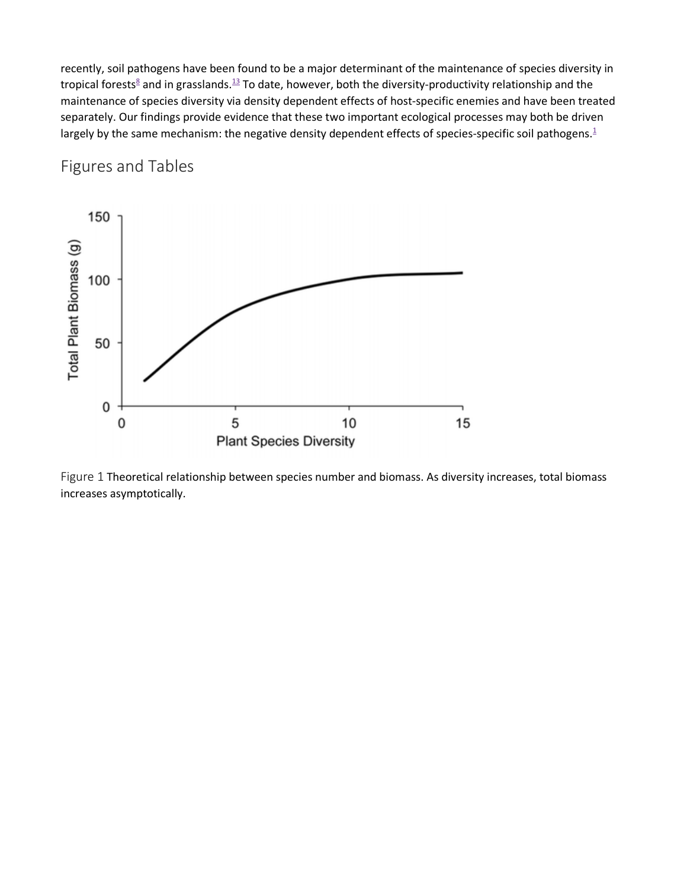recently, soil pathogens have been found to be a major determinant of the maintenance of species diversity in tropical forests[8] and in grasslands.[13] To date, however, both the diversity-productivity relationship and the maintenance of species diversity via density dependent effects of host-specific enemies and have been treated separately. Our findings provide evidence that these two important ecological processes may both be driven largely by the same mechanism: the negative density dependent effects of species-specific soil pathogens.[1]

## Figures and Tables

Figure 1 Theoretical relationship between species number and biomass. As diversity increases, total biomass increases asymptotically.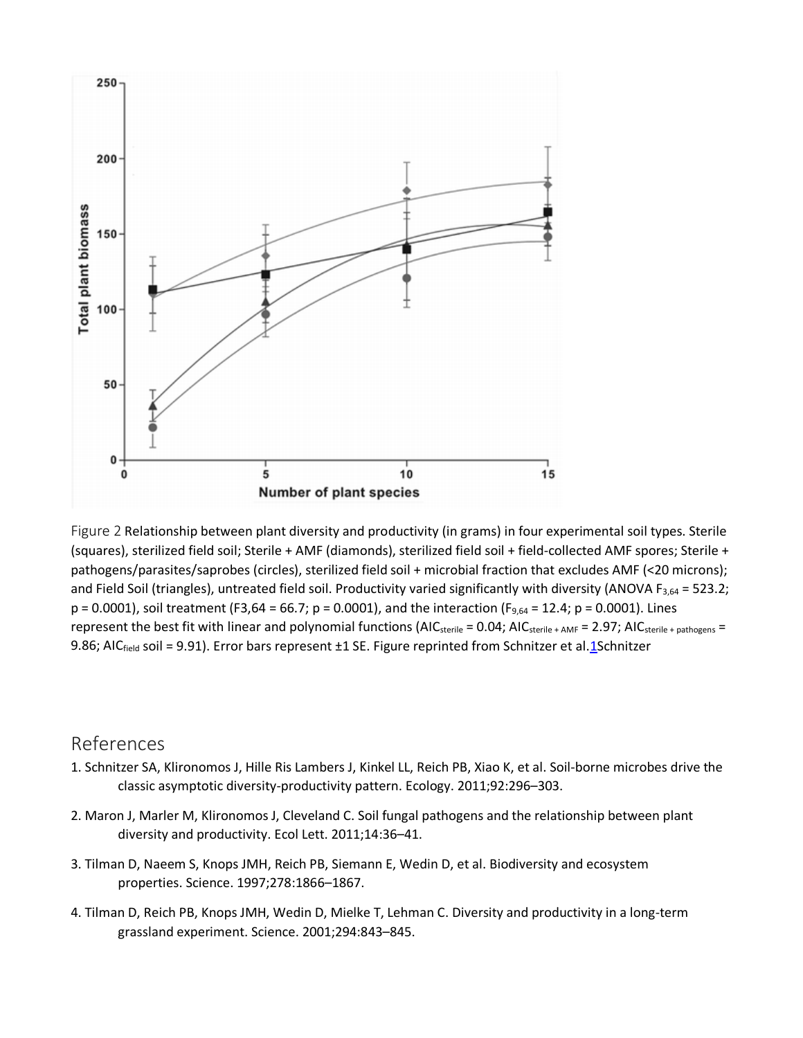Figure 2 Relationship between plant diversity and productivity (in grams) in four experimental soil types. Sterile (squares), sterilized field soil; Sterile + AMF (diamonds), sterilized field soil + field-collected AMF spores; Sterile + pathogens/parasites/saprobes (circles), sterilized field soil + microbial fraction that excludes AMF (<20 microns); and Field Soil (triangles), untreated field soil. Productivity varied significantly with diversity (ANOVA $F_{3,64} = 523.2$; $p = 0.0001$), soil treatment ($F_{3,64} = 66.7$; $p = 0.0001$), and the interaction ($F_{9,64} = 12.4$; $p = 0.0001$). Lines represent the best fit with linear and polynomial functions ($AIC_{sterile} = 0.04$; $AIC_{sterile + AMF} = 2.97$; $AIC_{sterile + pathogens} = 9.86$; $AIC_{field}$ soil = 9.91). Error bars represent ±1 SE. Figure reprinted from Schnitzer et al.[1]Schnitzer

## References

1. Schnitzer SA, Klironomos J, Hille Ris Lambers J, Kinkel LL, Reich PB, Xiao K, et al. Soil-borne microbes drive the classic asymptotic diversity-productivity pattern. Ecology. 2011;92:296–303.
2. Maron J, Marler M, Klironomos J, Cleveland C. Soil fungal pathogens and the relationship between plant diversity and productivity. Ecol Lett. 2011;14:36–41.
3. Tilman D, Naeem S, Knops JMH, Reich PB, Siemann E, Wedin D, et al. Biodiversity and ecosystem properties. Science. 1997;278:1866–1867.
4. Tilman D, Reich PB, Knops JMH, Wedin D, Mielke T, Lehman C. Diversity and productivity in a long-term grassland experiment. Science. 2001;294:843–845.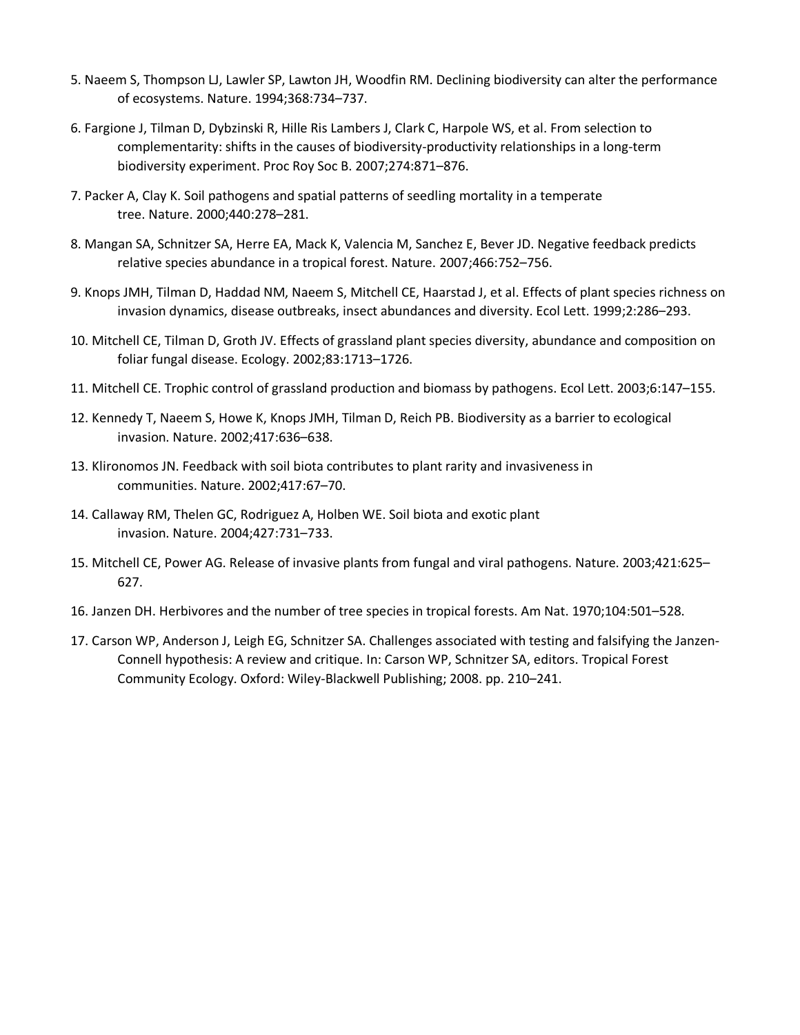5. Naeem S, Thompson LJ, Lawler SP, Lawton JH, Woodfin RM. Declining biodiversity can alter the performance of ecosystems. Nature. 1994;368:734–737.

6. Fargione J, Tilman D, Dybzinski R, Hille Ris Lambers J, Clark C, Harpole WS, et al. From selection to complementarity: shifts in the causes of biodiversity-productivity relationships in a long-term biodiversity experiment. Proc Roy Soc B. 2007;274:871–876.

7. Packer A, Clay K. Soil pathogens and spatial patterns of seedling mortality in a temperate tree. Nature. 2000;440:278–281.

8. Mangan SA, Schnitzer SA, Herre EA, Mack K, Valencia M, Sanchez E, Bever JD. Negative feedback predicts relative species abundance in a tropical forest. Nature. 2007;466:752–756.

9. Knops JMH, Tilman D, Haddad NM, Naeem S, Mitchell CE, Haarstad J, et al. Effects of plant species richness on invasion dynamics, disease outbreaks, insect abundances and diversity. Ecol Lett. 1999;2:286–293.

10. Mitchell CE, Tilman D, Groth JV. Effects of grassland plant species diversity, abundance and composition on foliar fungal disease. Ecology. 2002;83:1713–1726.

11. Mitchell CE. Trophic control of grassland production and biomass by pathogens. Ecol Lett. 2003;6:147–155.

12. Kennedy T, Naeem S, Howe K, Knops JMH, Tilman D, Reich PB. Biodiversity as a barrier to ecological invasion. Nature. 2002;417:636–638.

13. Klironomos JN. Feedback with soil biota contributes to plant rarity and invasiveness in communities. Nature. 2002;417:67–70.

14. Callaway RM, Thelen GC, Rodriguez A, Holben WE. Soil biota and exotic plant invasion. Nature. 2004;427:731–733.

15. Mitchell CE, Power AG. Release of invasive plants from fungal and viral pathogens. Nature. 2003;421:625–627.

16. Janzen DH. Herbivores and the number of tree species in tropical forests. Am Nat. 1970;104:501–528.

17. Carson WP, Anderson J, Leigh EG, Schnitzer SA. Challenges associated with testing and falsifying the Janzen-Connell hypothesis: A review and critique. In: Carson WP, Schnitzer SA, editors. Tropical Forest Community Ecology. Oxford: Wiley-Blackwell Publishing; 2008. pp. 210–241.